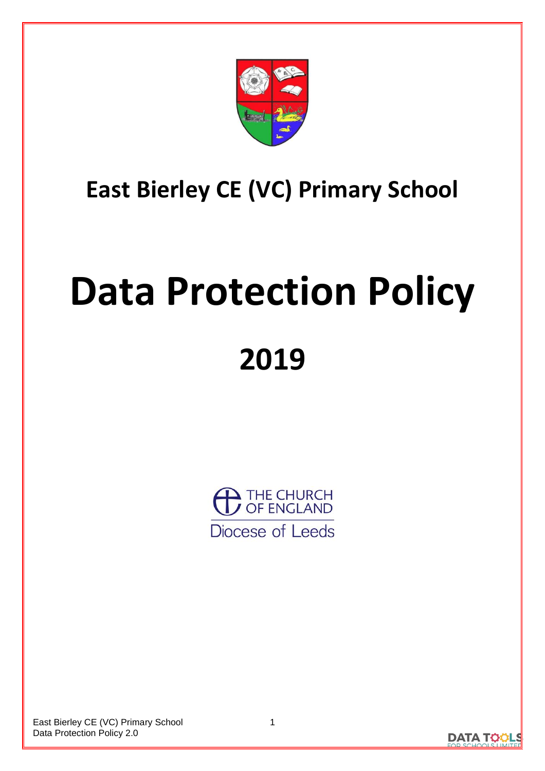# East Bierley CE (VC) Primary School

# Data Protection Policy

## 2019

THE CHURCH OF ENGLAND
Diocese of Leeds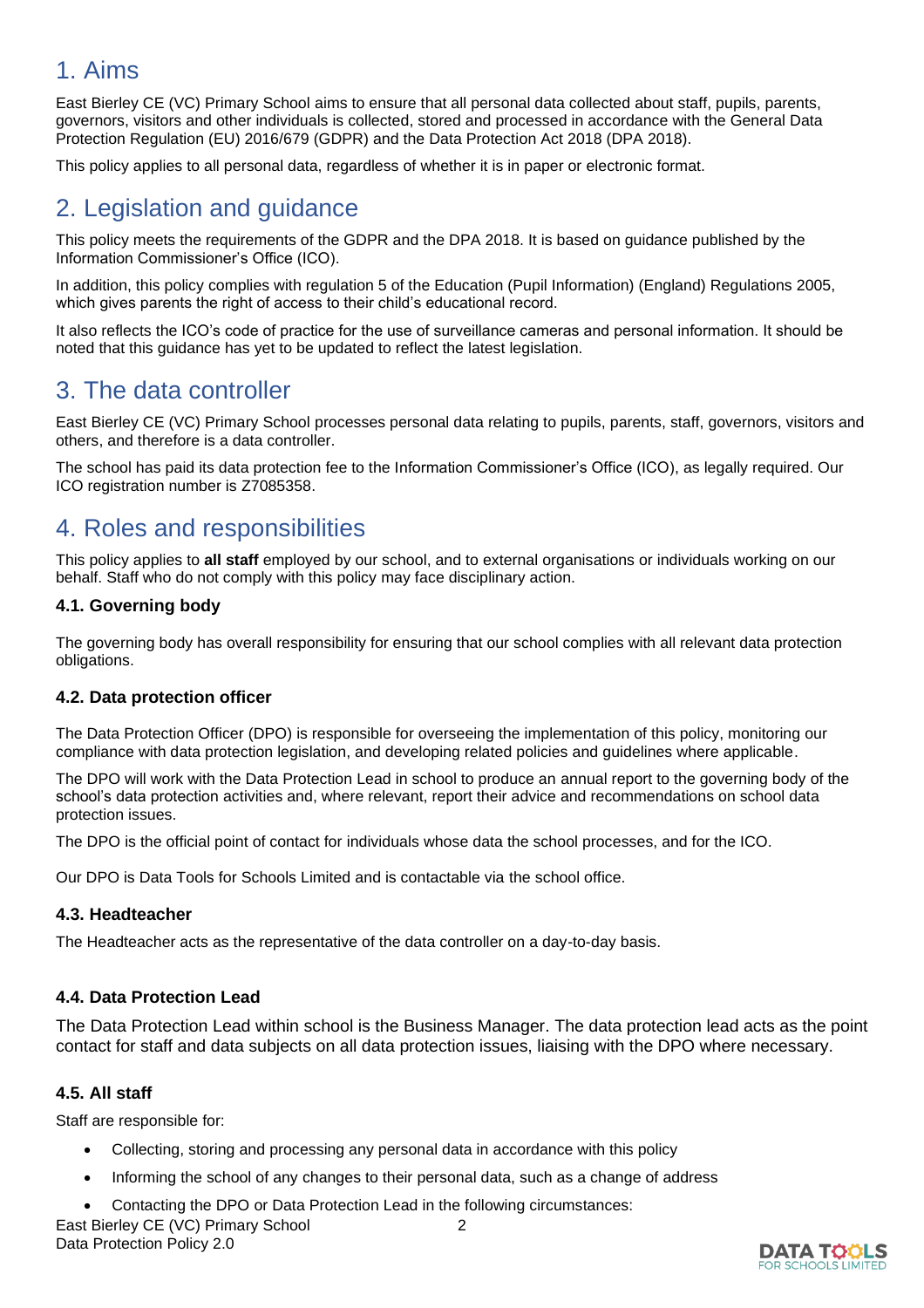# 1. Aims

East Bierley CE (VC) Primary School aims to ensure that all personal data collected about staff, pupils, parents, governors, visitors and other individuals is collected, stored and processed in accordance with the General Data Protection Regulation (EU) 2016/679 (GDPR) and the Data Protection Act 2018 (DPA 2018).

This policy applies to all personal data, regardless of whether it is in paper or electronic format.

# 2. Legislation and guidance

This policy meets the requirements of the GDPR and the DPA 2018. It is based on guidance published by the Information Commissioner's Office (ICO).

In addition, this policy complies with regulation 5 of the Education (Pupil Information) (England) Regulations 2005, which gives parents the right of access to their child's educational record.

It also reflects the ICO's code of practice for the use of surveillance cameras and personal information. It should be noted that this guidance has yet to be updated to reflect the latest legislation.

# 3. The data controller

East Bierley CE (VC) Primary School processes personal data relating to pupils, parents, staff, governors, visitors and others, and therefore is a data controller.

The school has paid its data protection fee to the Information Commissioner's Office (ICO), as legally required. Our ICO registration number is Z7085358.

# 4. Roles and responsibilities

This policy applies to **all staff** employed by our school, and to external organisations or individuals working on our behalf. Staff who do not comply with this policy may face disciplinary action.

### 4.1. Governing body

The governing body has overall responsibility for ensuring that our school complies with all relevant data protection obligations.

### 4.2. Data protection officer

The Data Protection Officer (DPO) is responsible for overseeing the implementation of this policy, monitoring our compliance with data protection legislation, and developing related policies and guidelines where applicable.

The DPO will work with the Data Protection Lead in school to produce an annual report to the governing body of the school's data protection activities and, where relevant, report their advice and recommendations on school data protection issues.

The DPO is the official point of contact for individuals whose data the school processes, and for the ICO.

Our DPO is Data Tools for Schools Limited and is contactable via the school office.

### 4.3. Headteacher

The Headteacher acts as the representative of the data controller on a day-to-day basis.

### 4.4. Data Protection Lead

The Data Protection Lead within school is the Business Manager. The data protection lead acts as the point contact for staff and data subjects on all data protection issues, liaising with the DPO where necessary.

### 4.5. All staff

Staff are responsible for:

- Collecting, storing and processing any personal data in accordance with this policy
- Informing the school of any changes to their personal data, such as a change of address
- Contacting the DPO or Data Protection Lead in the following circumstances: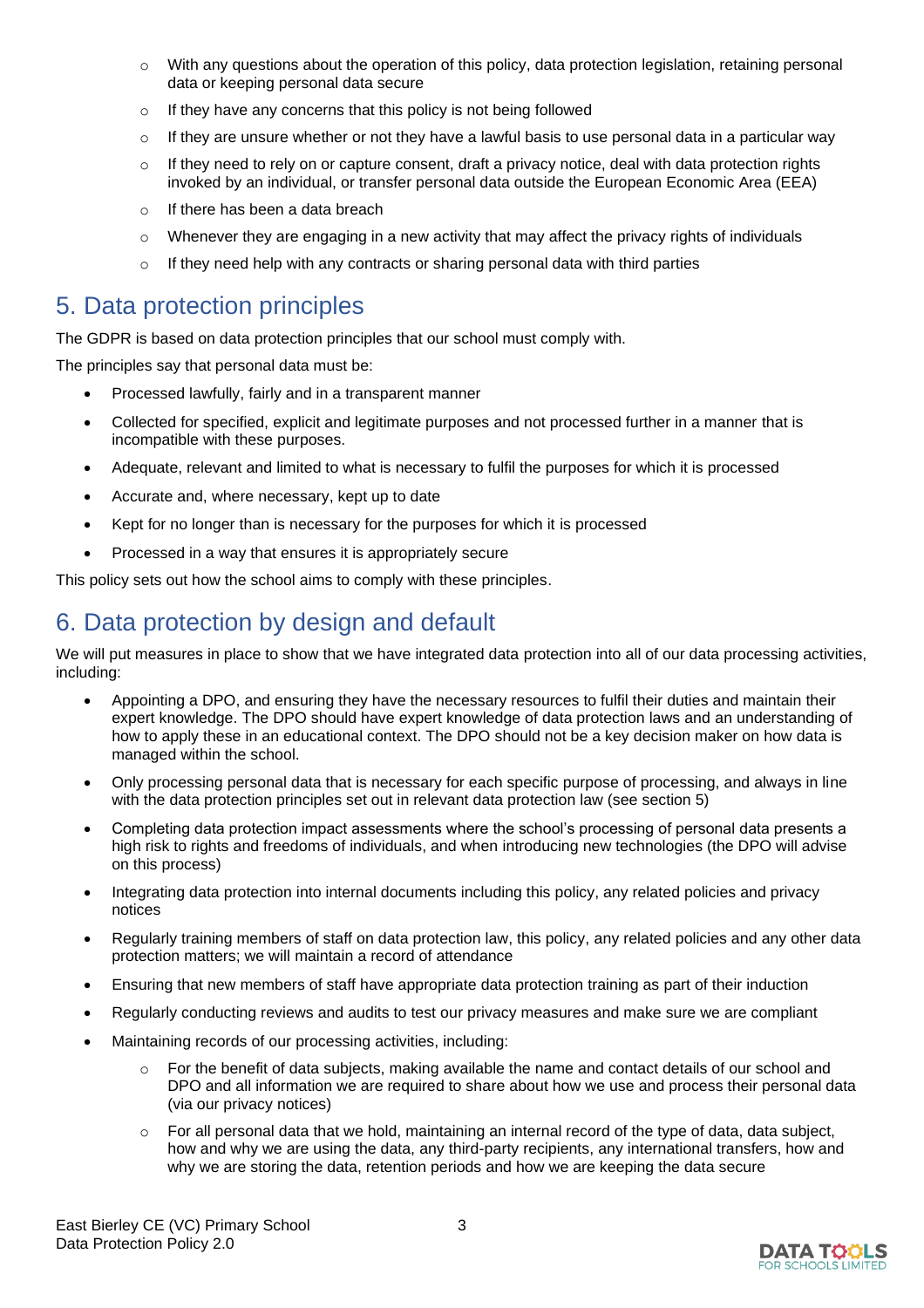- With any questions about the operation of this policy, data protection legislation, retaining personal data or keeping personal data secure
  - If they have any concerns that this policy is not being followed
  - If they are unsure whether or not they have a lawful basis to use personal data in a particular way
  - If they need to rely on or capture consent, draft a privacy notice, deal with data protection rights invoked by an individual, or transfer personal data outside the European Economic Area (EEA)
  - If there has been a data breach
  - Whenever they are engaging in a new activity that may affect the privacy rights of individuals
  - If they need help with any contracts or sharing personal data with third parties

## 5. Data protection principles

The GDPR is based on data protection principles that our school must comply with.

The principles say that personal data must be:

- Processed lawfully, fairly and in a transparent manner
- Collected for specified, explicit and legitimate purposes and not processed further in a manner that is incompatible with these purposes.
- Adequate, relevant and limited to what is necessary to fulfil the purposes for which it is processed
- Accurate and, where necessary, kept up to date
- Kept for no longer than is necessary for the purposes for which it is processed
- Processed in a way that ensures it is appropriately secure

This policy sets out how the school aims to comply with these principles.

## 6. Data protection by design and default

We will put measures in place to show that we have integrated data protection into all of our data processing activities, including:

- Appointing a DPO, and ensuring they have the necessary resources to fulfil their duties and maintain their expert knowledge. The DPO should have expert knowledge of data protection laws and an understanding of how to apply these in an educational context. The DPO should not be a key decision maker on how data is managed within the school.
- Only processing personal data that is necessary for each specific purpose of processing, and always in line with the data protection principles set out in relevant data protection law (see section 5)
- Completing data protection impact assessments where the school's processing of personal data presents a high risk to rights and freedoms of individuals, and when introducing new technologies (the DPO will advise on this process)
- Integrating data protection into internal documents including this policy, any related policies and privacy notices
- Regularly training members of staff on data protection law, this policy, any related policies and any other data protection matters; we will maintain a record of attendance
- Ensuring that new members of staff have appropriate data protection training as part of their induction
- Regularly conducting reviews and audits to test our privacy measures and make sure we are compliant
- Maintaining records of our processing activities, including:
  - For the benefit of data subjects, making available the name and contact details of our school and DPO and all information we are required to share about how we use and process their personal data (via our privacy notices)
  - For all personal data that we hold, maintaining an internal record of the type of data, data subject, how and why we are using the data, any third-party recipients, any international transfers, how and why we are storing the data, retention periods and how we are keeping the data secure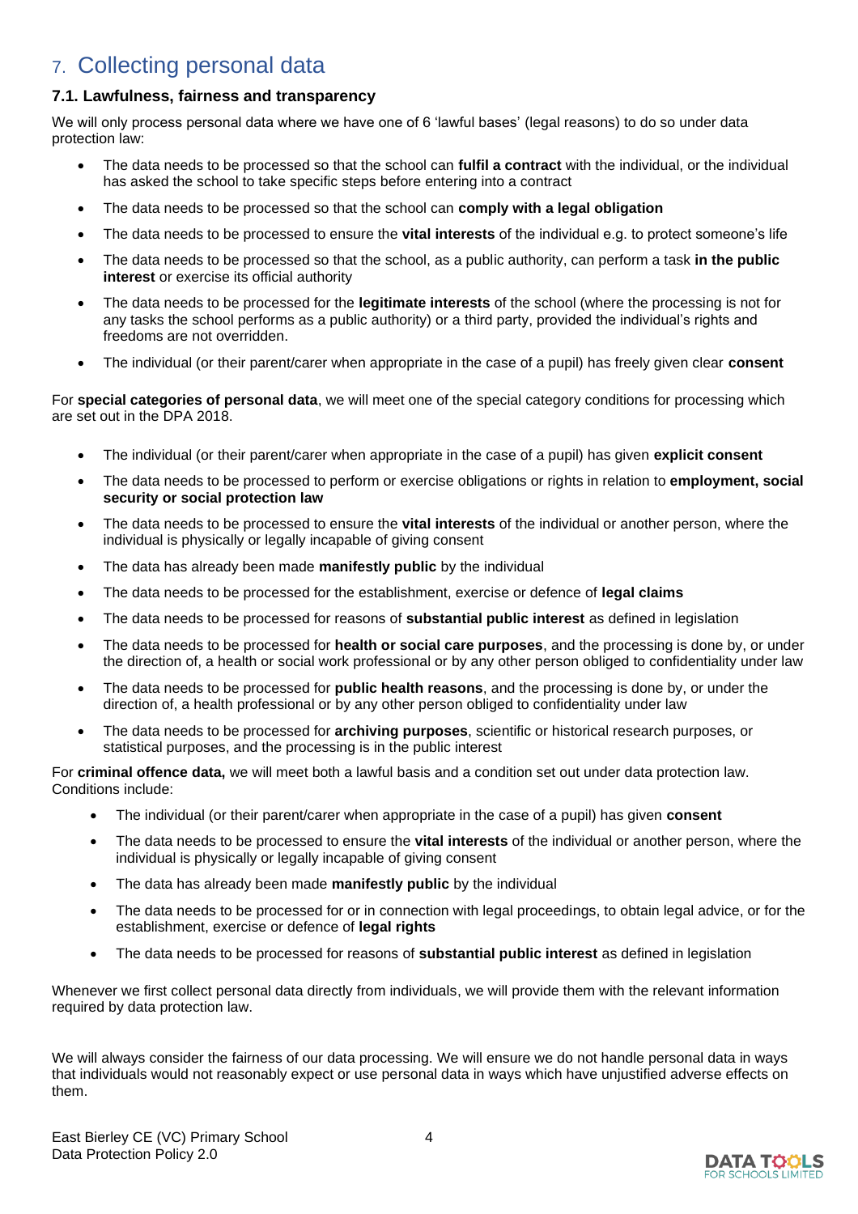# 7. Collecting personal data

### 7.1. Lawfulness, fairness and transparency

We will only process personal data where we have one of 6 'lawful bases' (legal reasons) to do so under data protection law:

- The data needs to be processed so that the school can **fulfil a contract** with the individual, or the individual has asked the school to take specific steps before entering into a contract
- The data needs to be processed so that the school can **comply with a legal obligation**
- The data needs to be processed to ensure the **vital interests** of the individual e.g. to protect someone's life
- The data needs to be processed so that the school, as a public authority, can perform a task **in the public interest** or exercise its official authority
- The data needs to be processed for the **legitimate interests** of the school (where the processing is not for any tasks the school performs as a public authority) or a third party, provided the individual's rights and freedoms are not overridden.
- The individual (or their parent/carer when appropriate in the case of a pupil) has freely given clear **consent**

For **special categories of personal data**, we will meet one of the special category conditions for processing which are set out in the DPA 2018.

- The individual (or their parent/carer when appropriate in the case of a pupil) has given **explicit consent**
- The data needs to be processed to perform or exercise obligations or rights in relation to **employment, social security or social protection law**
- The data needs to be processed to ensure the **vital interests** of the individual or another person, where the individual is physically or legally incapable of giving consent
- The data has already been made **manifestly public** by the individual
- The data needs to be processed for the establishment, exercise or defence of **legal claims**
- The data needs to be processed for reasons of **substantial public interest** as defined in legislation
- The data needs to be processed for **health or social care purposes**, and the processing is done by, or under the direction of, a health or social work professional or by any other person obliged to confidentiality under law
- The data needs to be processed for **public health reasons**, and the processing is done by, or under the direction of, a health professional or by any other person obliged to confidentiality under law
- The data needs to be processed for **archiving purposes**, scientific or historical research purposes, or statistical purposes, and the processing is in the public interest

For **criminal offence data,** we will meet both a lawful basis and a condition set out under data protection law. Conditions include:

- The individual (or their parent/carer when appropriate in the case of a pupil) has given **consent**
- The data needs to be processed to ensure the **vital interests** of the individual or another person, where the individual is physically or legally incapable of giving consent
- The data has already been made **manifestly public** by the individual
- The data needs to be processed for or in connection with legal proceedings, to obtain legal advice, or for the establishment, exercise or defence of **legal rights**
- The data needs to be processed for reasons of **substantial public interest** as defined in legislation

Whenever we first collect personal data directly from individuals, we will provide them with the relevant information required by data protection law.

We will always consider the fairness of our data processing. We will ensure we do not handle personal data in ways that individuals would not reasonably expect or use personal data in ways which have unjustified adverse effects on them.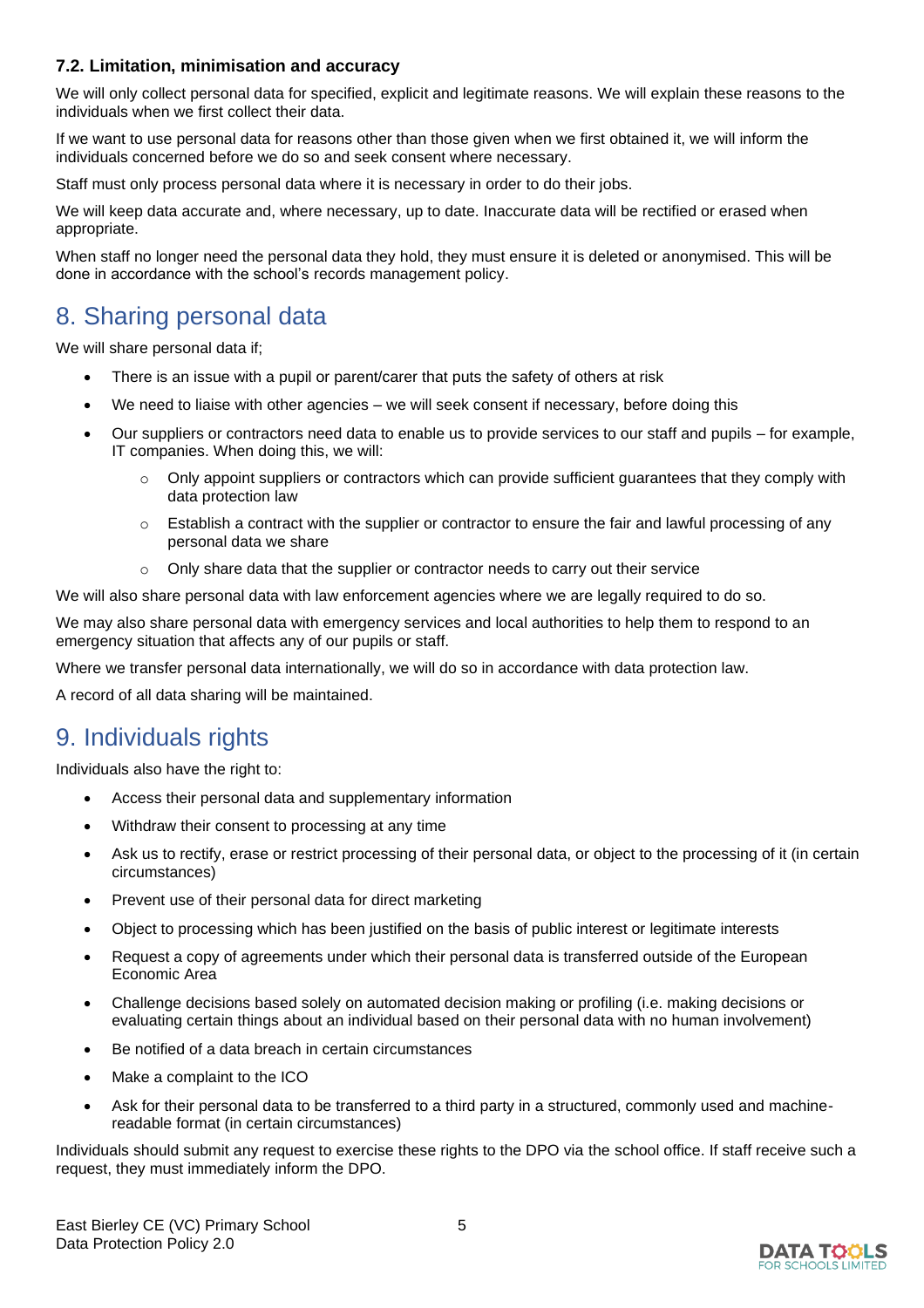### 7.2. Limitation, minimisation and accuracy

We will only collect personal data for specified, explicit and legitimate reasons. We will explain these reasons to the individuals when we first collect their data.

If we want to use personal data for reasons other than those given when we first obtained it, we will inform the individuals concerned before we do so and seek consent where necessary.

Staff must only process personal data where it is necessary in order to do their jobs.

We will keep data accurate and, where necessary, up to date. Inaccurate data will be rectified or erased when appropriate.

When staff no longer need the personal data they hold, they must ensure it is deleted or anonymised. This will be done in accordance with the school's records management policy.

## 8. Sharing personal data

We will share personal data if;

- There is an issue with a pupil or parent/carer that puts the safety of others at risk
- We need to liaise with other agencies – we will seek consent if necessary, before doing this
- Our suppliers or contractors need data to enable us to provide services to our staff and pupils – for example, IT companies. When doing this, we will:
    - Only appoint suppliers or contractors which can provide sufficient guarantees that they comply with data protection law
    - Establish a contract with the supplier or contractor to ensure the fair and lawful processing of any personal data we share
    - Only share data that the supplier or contractor needs to carry out their service

We will also share personal data with law enforcement agencies where we are legally required to do so.

We may also share personal data with emergency services and local authorities to help them to respond to an emergency situation that affects any of our pupils or staff.

Where we transfer personal data internationally, we will do so in accordance with data protection law.

A record of all data sharing will be maintained.

## 9. Individuals rights

Individuals also have the right to:

- Access their personal data and supplementary information
- Withdraw their consent to processing at any time
- Ask us to rectify, erase or restrict processing of their personal data, or object to the processing of it (in certain circumstances)
- Prevent use of their personal data for direct marketing
- Object to processing which has been justified on the basis of public interest or legitimate interests
- Request a copy of agreements under which their personal data is transferred outside of the European Economic Area
- Challenge decisions based solely on automated decision making or profiling (i.e. making decisions or evaluating certain things about an individual based on their personal data with no human involvement)
- Be notified of a data breach in certain circumstances
- Make a complaint to the ICO
- Ask for their personal data to be transferred to a third party in a structured, commonly used and machine-readable format (in certain circumstances)

Individuals should submit any request to exercise these rights to the DPO via the school office. If staff receive such a request, they must immediately inform the DPO.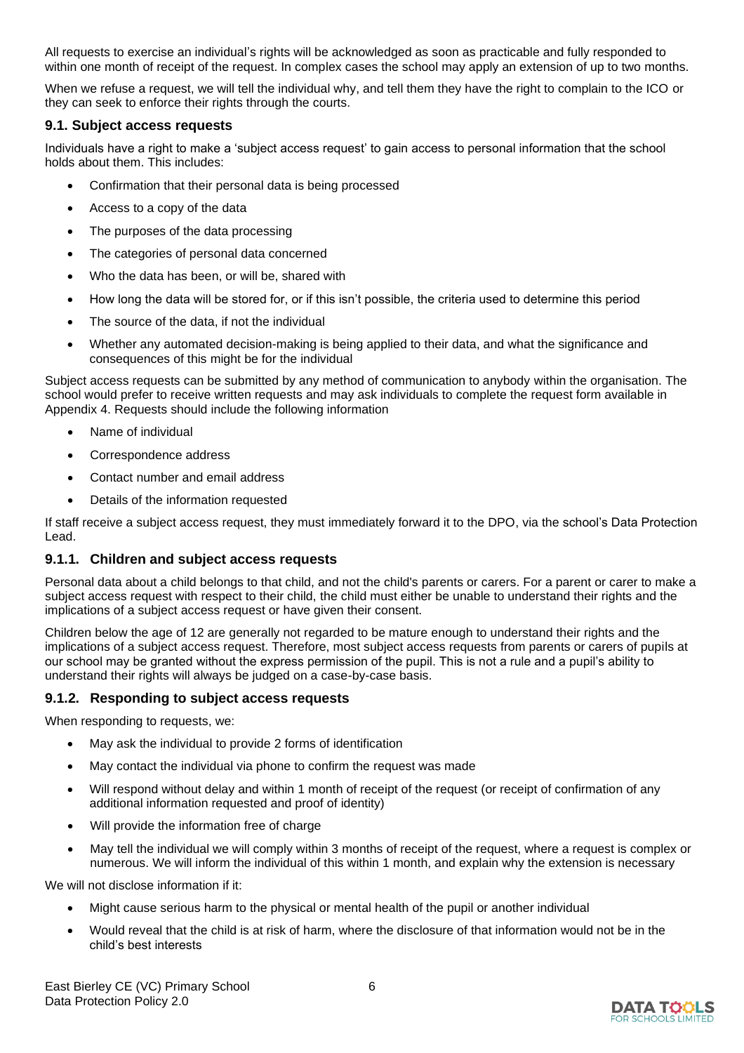All requests to exercise an individual's rights will be acknowledged as soon as practicable and fully responded to within one month of receipt of the request. In complex cases the school may apply an extension of up to two months.

When we refuse a request, we will tell the individual why, and tell them they have the right to complain to the ICO or they can seek to enforce their rights through the courts.

### 9.1. Subject access requests

Individuals have a right to make a 'subject access request' to gain access to personal information that the school holds about them. This includes:

- Confirmation that their personal data is being processed
- Access to a copy of the data
- The purposes of the data processing
- The categories of personal data concerned
- Who the data has been, or will be, shared with
- How long the data will be stored for, or if this isn't possible, the criteria used to determine this period
- The source of the data, if not the individual
- Whether any automated decision-making is being applied to their data, and what the significance and consequences of this might be for the individual

Subject access requests can be submitted by any method of communication to anybody within the organisation. The school would prefer to receive written requests and may ask individuals to complete the request form available in Appendix 4. Requests should include the following information

- Name of individual
- Correspondence address
- Contact number and email address
- Details of the information requested

If staff receive a subject access request, they must immediately forward it to the DPO, via the school's Data Protection Lead.

#### 9.1.1. Children and subject access requests

Personal data about a child belongs to that child, and not the child's parents or carers. For a parent or carer to make a subject access request with respect to their child, the child must either be unable to understand their rights and the implications of a subject access request or have given their consent.

Children below the age of 12 are generally not regarded to be mature enough to understand their rights and the implications of a subject access request. Therefore, most subject access requests from parents or carers of pupils at our school may be granted without the express permission of the pupil. This is not a rule and a pupil's ability to understand their rights will always be judged on a case-by-case basis.

#### 9.1.2. Responding to subject access requests

When responding to requests, we:

- May ask the individual to provide 2 forms of identification
- May contact the individual via phone to confirm the request was made
- Will respond without delay and within 1 month of receipt of the request (or receipt of confirmation of any additional information requested and proof of identity)
- Will provide the information free of charge
- May tell the individual we will comply within 3 months of receipt of the request, where a request is complex or numerous. We will inform the individual of this within 1 month, and explain why the extension is necessary

We will not disclose information if it:

- Might cause serious harm to the physical or mental health of the pupil or another individual
- Would reveal that the child is at risk of harm, where the disclosure of that information would not be in the child's best interests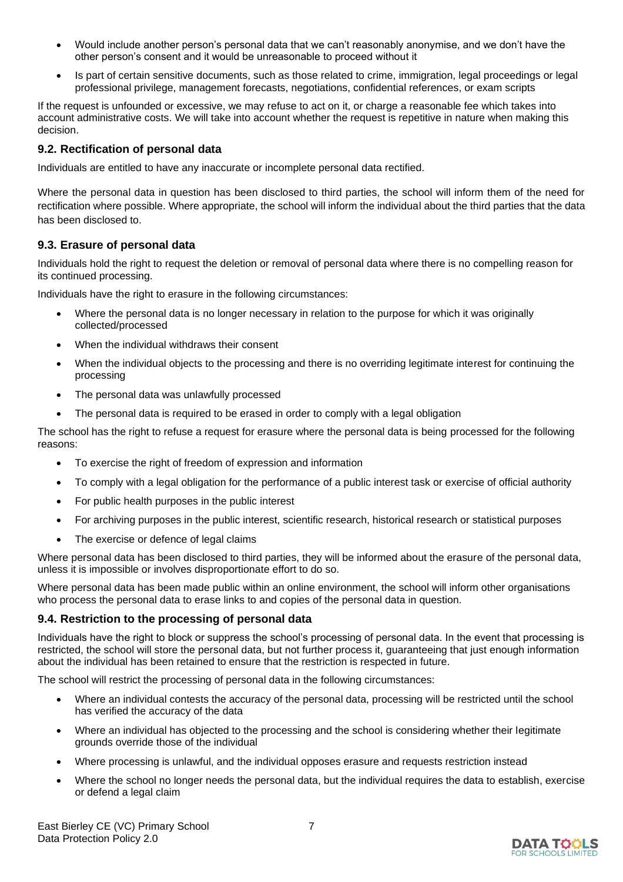- Would include another person's personal data that we can't reasonably anonymise, and we don't have the other person's consent and it would be unreasonable to proceed without it
- Is part of certain sensitive documents, such as those related to crime, immigration, legal proceedings or legal professional privilege, management forecasts, negotiations, confidential references, or exam scripts

If the request is unfounded or excessive, we may refuse to act on it, or charge a reasonable fee which takes into account administrative costs. We will take into account whether the request is repetitive in nature when making this decision.

### 9.2. Rectification of personal data

Individuals are entitled to have any inaccurate or incomplete personal data rectified.

Where the personal data in question has been disclosed to third parties, the school will inform them of the need for rectification where possible. Where appropriate, the school will inform the individual about the third parties that the data has been disclosed to.

### 9.3. Erasure of personal data

Individuals hold the right to request the deletion or removal of personal data where there is no compelling reason for its continued processing.

Individuals have the right to erasure in the following circumstances:

- Where the personal data is no longer necessary in relation to the purpose for which it was originally collected/processed
- When the individual withdraws their consent
- When the individual objects to the processing and there is no overriding legitimate interest for continuing the processing
- The personal data was unlawfully processed
- The personal data is required to be erased in order to comply with a legal obligation

The school has the right to refuse a request for erasure where the personal data is being processed for the following reasons:

- To exercise the right of freedom of expression and information
- To comply with a legal obligation for the performance of a public interest task or exercise of official authority
- For public health purposes in the public interest
- For archiving purposes in the public interest, scientific research, historical research or statistical purposes
- The exercise or defence of legal claims

Where personal data has been disclosed to third parties, they will be informed about the erasure of the personal data, unless it is impossible or involves disproportionate effort to do so.

Where personal data has been made public within an online environment, the school will inform other organisations who process the personal data to erase links to and copies of the personal data in question.

### 9.4. Restriction to the processing of personal data

Individuals have the right to block or suppress the school's processing of personal data. In the event that processing is restricted, the school will store the personal data, but not further process it, guaranteeing that just enough information about the individual has been retained to ensure that the restriction is respected in future.

The school will restrict the processing of personal data in the following circumstances:

- Where an individual contests the accuracy of the personal data, processing will be restricted until the school has verified the accuracy of the data
- Where an individual has objected to the processing and the school is considering whether their legitimate grounds override those of the individual
- Where processing is unlawful, and the individual opposes erasure and requests restriction instead
- Where the school no longer needs the personal data, but the individual requires the data to establish, exercise or defend a legal claim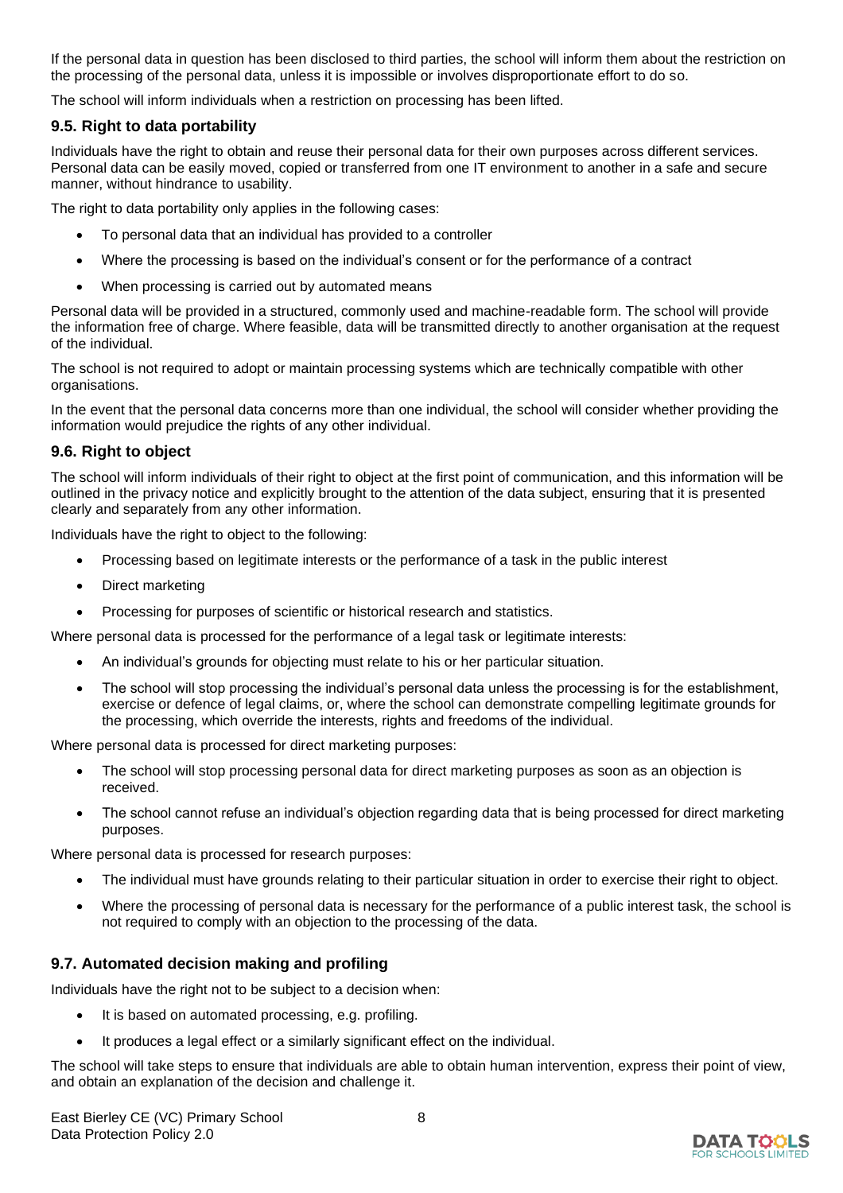If the personal data in question has been disclosed to third parties, the school will inform them about the restriction on the processing of the personal data, unless it is impossible or involves disproportionate effort to do so.

The school will inform individuals when a restriction on processing has been lifted.

### 9.5. Right to data portability

Individuals have the right to obtain and reuse their personal data for their own purposes across different services. Personal data can be easily moved, copied or transferred from one IT environment to another in a safe and secure manner, without hindrance to usability.

The right to data portability only applies in the following cases:

- To personal data that an individual has provided to a controller
- Where the processing is based on the individual's consent or for the performance of a contract
- When processing is carried out by automated means

Personal data will be provided in a structured, commonly used and machine-readable form. The school will provide the information free of charge. Where feasible, data will be transmitted directly to another organisation at the request of the individual.

The school is not required to adopt or maintain processing systems which are technically compatible with other organisations.

In the event that the personal data concerns more than one individual, the school will consider whether providing the information would prejudice the rights of any other individual.

### 9.6. Right to object

The school will inform individuals of their right to object at the first point of communication, and this information will be outlined in the privacy notice and explicitly brought to the attention of the data subject, ensuring that it is presented clearly and separately from any other information.

Individuals have the right to object to the following:

- Processing based on legitimate interests or the performance of a task in the public interest
- Direct marketing
- Processing for purposes of scientific or historical research and statistics.

Where personal data is processed for the performance of a legal task or legitimate interests:

- An individual's grounds for objecting must relate to his or her particular situation.
- The school will stop processing the individual's personal data unless the processing is for the establishment, exercise or defence of legal claims, or, where the school can demonstrate compelling legitimate grounds for the processing, which override the interests, rights and freedoms of the individual.

Where personal data is processed for direct marketing purposes:

- The school will stop processing personal data for direct marketing purposes as soon as an objection is received.
- The school cannot refuse an individual's objection regarding data that is being processed for direct marketing purposes.

Where personal data is processed for research purposes:

- The individual must have grounds relating to their particular situation in order to exercise their right to object.
- Where the processing of personal data is necessary for the performance of a public interest task, the school is not required to comply with an objection to the processing of the data.

### 9.7. Automated decision making and profiling

Individuals have the right not to be subject to a decision when:

- It is based on automated processing, e.g. profiling.
- It produces a legal effect or a similarly significant effect on the individual.

The school will take steps to ensure that individuals are able to obtain human intervention, express their point of view, and obtain an explanation of the decision and challenge it.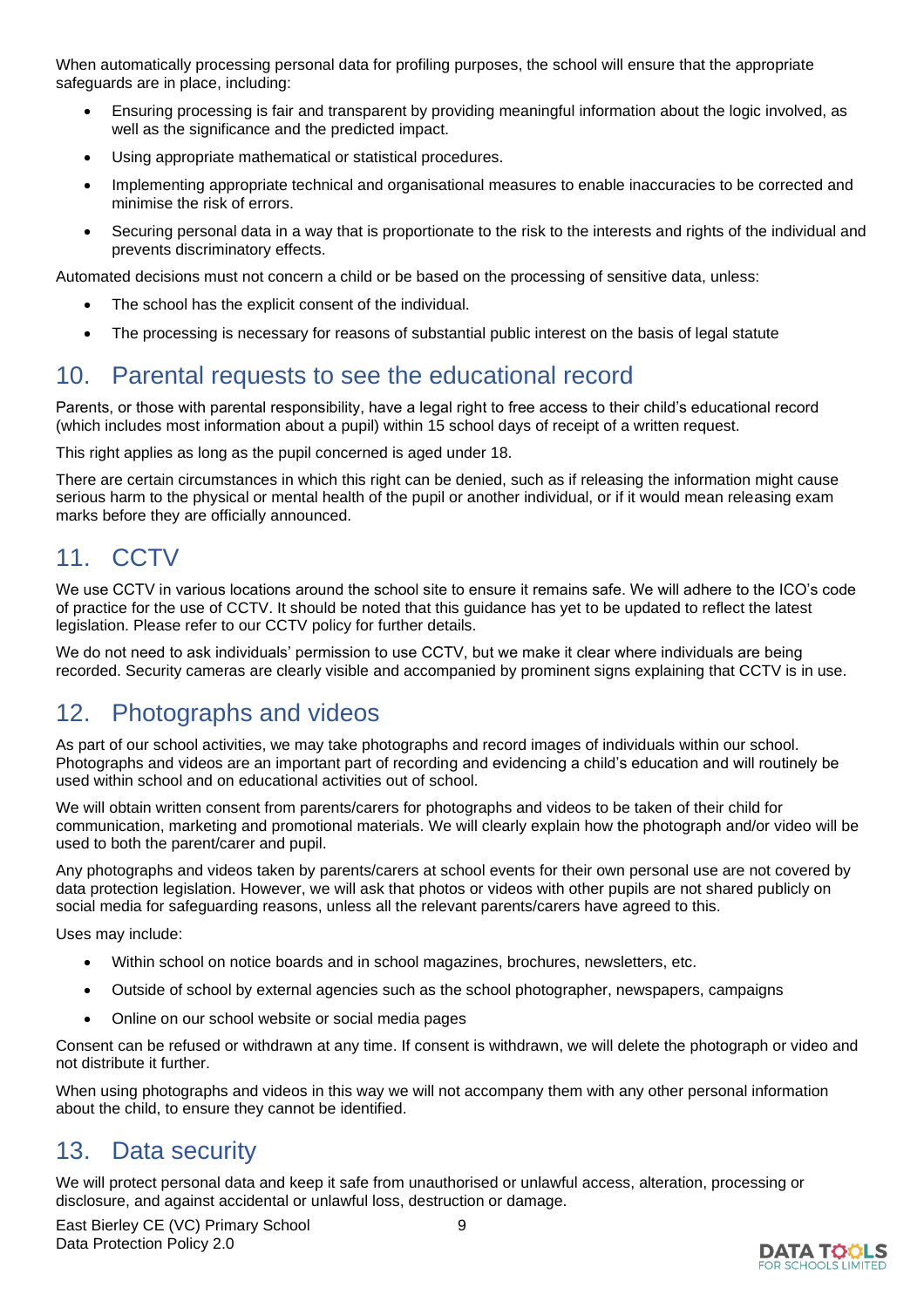When automatically processing personal data for profiling purposes, the school will ensure that the appropriate safeguards are in place, including:

- Ensuring processing is fair and transparent by providing meaningful information about the logic involved, as well as the significance and the predicted impact.
- Using appropriate mathematical or statistical procedures.
- Implementing appropriate technical and organisational measures to enable inaccuracies to be corrected and minimise the risk of errors.
- Securing personal data in a way that is proportionate to the risk to the interests and rights of the individual and prevents discriminatory effects.

Automated decisions must not concern a child or be based on the processing of sensitive data, unless:

- The school has the explicit consent of the individual.
- The processing is necessary for reasons of substantial public interest on the basis of legal statute

## 10. Parental requests to see the educational record

Parents, or those with parental responsibility, have a legal right to free access to their child's educational record (which includes most information about a pupil) within 15 school days of receipt of a written request.

This right applies as long as the pupil concerned is aged under 18.

There are certain circumstances in which this right can be denied, such as if releasing the information might cause serious harm to the physical or mental health of the pupil or another individual, or if it would mean releasing exam marks before they are officially announced.

## 11. CCTV

We use CCTV in various locations around the school site to ensure it remains safe. We will adhere to the ICO's code of practice for the use of CCTV. It should be noted that this guidance has yet to be updated to reflect the latest legislation. Please refer to our CCTV policy for further details.

We do not need to ask individuals' permission to use CCTV, but we make it clear where individuals are being recorded. Security cameras are clearly visible and accompanied by prominent signs explaining that CCTV is in use.

## 12. Photographs and videos

As part of our school activities, we may take photographs and record images of individuals within our school. Photographs and videos are an important part of recording and evidencing a child's education and will routinely be used within school and on educational activities out of school.

We will obtain written consent from parents/carers for photographs and videos to be taken of their child for communication, marketing and promotional materials. We will clearly explain how the photograph and/or video will be used to both the parent/carer and pupil.

Any photographs and videos taken by parents/carers at school events for their own personal use are not covered by data protection legislation. However, we will ask that photos or videos with other pupils are not shared publicly on social media for safeguarding reasons, unless all the relevant parents/carers have agreed to this.

Uses may include:

- Within school on notice boards and in school magazines, brochures, newsletters, etc.
- Outside of school by external agencies such as the school photographer, newspapers, campaigns
- Online on our school website or social media pages

Consent can be refused or withdrawn at any time. If consent is withdrawn, we will delete the photograph or video and not distribute it further.

When using photographs and videos in this way we will not accompany them with any other personal information about the child, to ensure they cannot be identified.

## 13. Data security

We will protect personal data and keep it safe from unauthorised or unlawful access, alteration, processing or disclosure, and against accidental or unlawful loss, destruction or damage.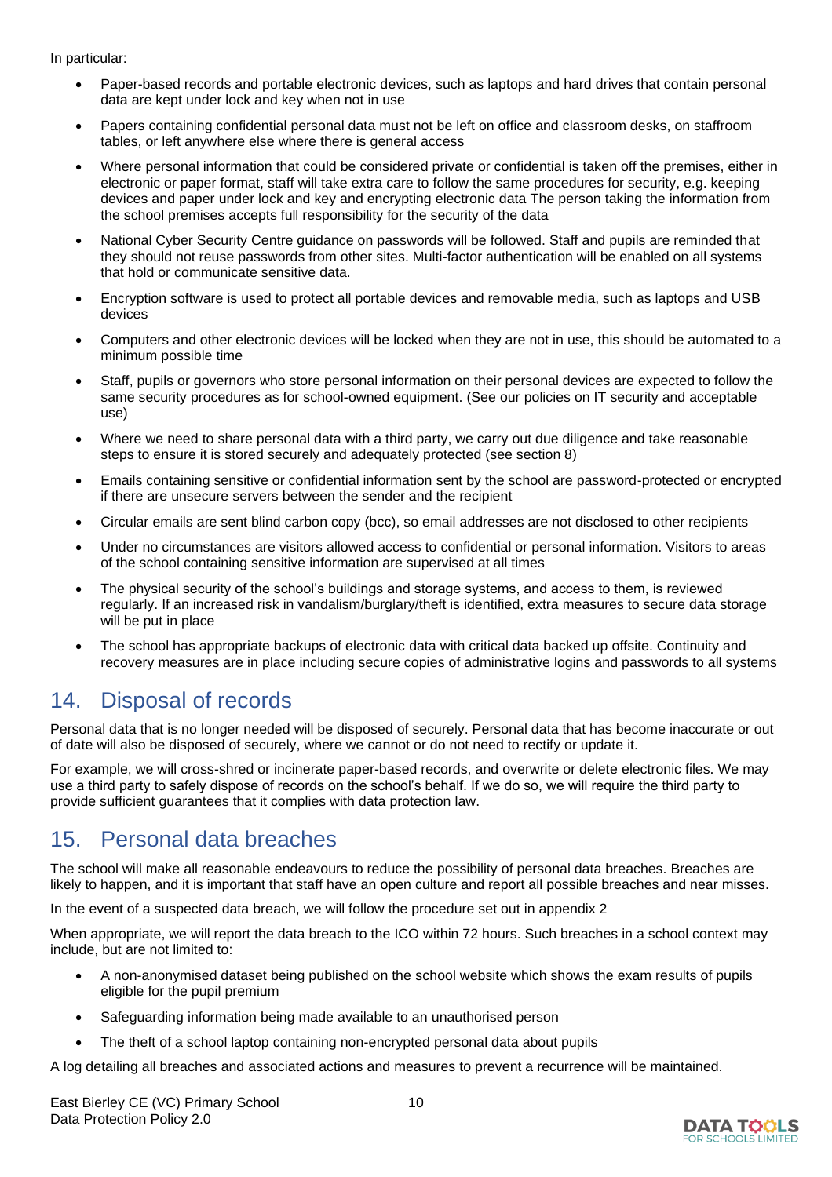In particular:

- Paper-based records and portable electronic devices, such as laptops and hard drives that contain personal data are kept under lock and key when not in use
- Papers containing confidential personal data must not be left on office and classroom desks, on staffroom tables, or left anywhere else where there is general access
- Where personal information that could be considered private or confidential is taken off the premises, either in electronic or paper format, staff will take extra care to follow the same procedures for security, e.g. keeping devices and paper under lock and key and encrypting electronic data The person taking the information from the school premises accepts full responsibility for the security of the data
- National Cyber Security Centre guidance on passwords will be followed. Staff and pupils are reminded that they should not reuse passwords from other sites. Multi-factor authentication will be enabled on all systems that hold or communicate sensitive data.
- Encryption software is used to protect all portable devices and removable media, such as laptops and USB devices
- Computers and other electronic devices will be locked when they are not in use, this should be automated to a minimum possible time
- Staff, pupils or governors who store personal information on their personal devices are expected to follow the same security procedures as for school-owned equipment. (See our policies on IT security and acceptable use)
- Where we need to share personal data with a third party, we carry out due diligence and take reasonable steps to ensure it is stored securely and adequately protected (see section 8)
- Emails containing sensitive or confidential information sent by the school are password-protected or encrypted if there are unsecure servers between the sender and the recipient
- Circular emails are sent blind carbon copy (bcc), so email addresses are not disclosed to other recipients
- Under no circumstances are visitors allowed access to confidential or personal information. Visitors to areas of the school containing sensitive information are supervised at all times
- The physical security of the school's buildings and storage systems, and access to them, is reviewed regularly. If an increased risk in vandalism/burglary/theft is identified, extra measures to secure data storage will be put in place
- The school has appropriate backups of electronic data with critical data backed up offsite. Continuity and recovery measures are in place including secure copies of administrative logins and passwords to all systems

## 14. Disposal of records

Personal data that is no longer needed will be disposed of securely. Personal data that has become inaccurate or out of date will also be disposed of securely, where we cannot or do not need to rectify or update it.

For example, we will cross-shred or incinerate paper-based records, and overwrite or delete electronic files. We may use a third party to safely dispose of records on the school's behalf. If we do so, we will require the third party to provide sufficient guarantees that it complies with data protection law.

## 15. Personal data breaches

The school will make all reasonable endeavours to reduce the possibility of personal data breaches. Breaches are likely to happen, and it is important that staff have an open culture and report all possible breaches and near misses.

In the event of a suspected data breach, we will follow the procedure set out in appendix 2

When appropriate, we will report the data breach to the ICO within 72 hours. Such breaches in a school context may include, but are not limited to:

- A non-anonymised dataset being published on the school website which shows the exam results of pupils eligible for the pupil premium
- Safeguarding information being made available to an unauthorised person
- The theft of a school laptop containing non-encrypted personal data about pupils

A log detailing all breaches and associated actions and measures to prevent a recurrence will be maintained.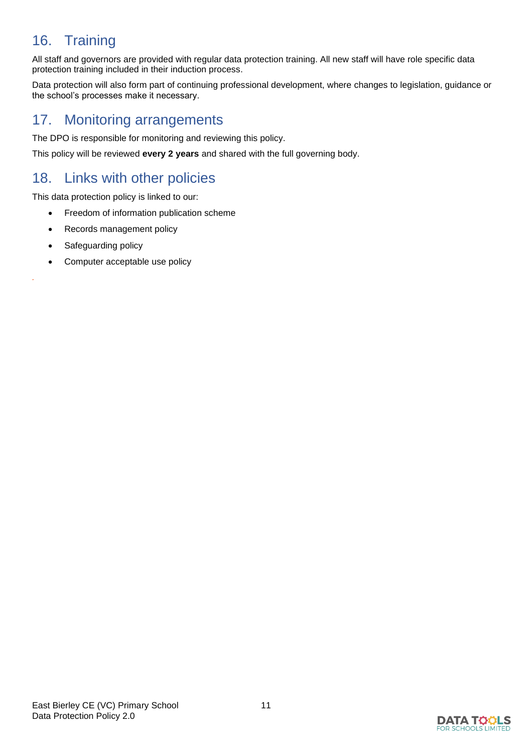## 16. Training

All staff and governors are provided with regular data protection training. All new staff will have role specific data protection training included in their induction process.

Data protection will also form part of continuing professional development, where changes to legislation, guidance or the school's processes make it necessary.

## 17. Monitoring arrangements

The DPO is responsible for monitoring and reviewing this policy.

This policy will be reviewed **every 2 years** and shared with the full governing body.

## 18. Links with other policies

This data protection policy is linked to our:

- Freedom of information publication scheme
- Records management policy
- Safeguarding policy
- Computer acceptable use policy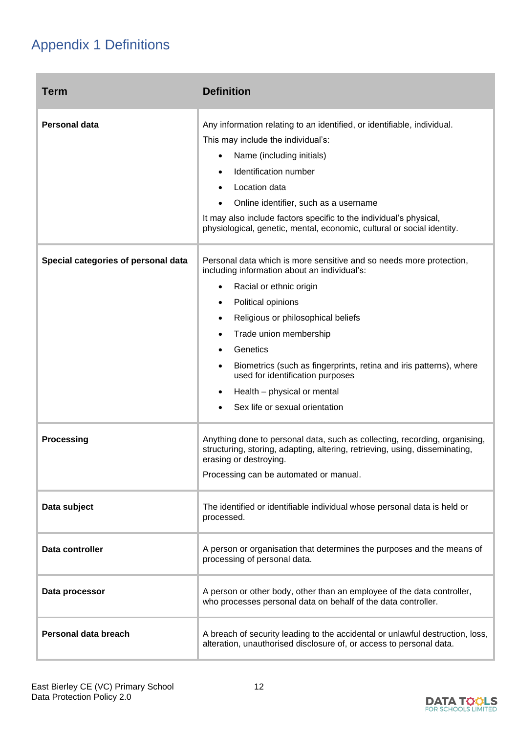# Appendix 1 Definitions

| Term | Definition |
| --- | --- |
| **Personal data** | Any information relating to an identified, or identifiable, individual.<br>This may include the individual's:<br>• Name (including initials)<br>• Identification number<br>• Location data<br>• Online identifier, such as a username<br>It may also include factors specific to the individual's physical, physiological, genetic, mental, economic, cultural or social identity. |
| **Special categories of personal data** | Personal data which is more sensitive and so needs more protection, including information about an individual's:<br>• Racial or ethnic origin<br>• Political opinions<br>• Religious or philosophical beliefs<br>• Trade union membership<br>• Genetics<br>• Biometrics (such as fingerprints, retina and iris patterns), where used for identification purposes<br>• Health – physical or mental<br>• Sex life or sexual orientation |
| **Processing** | Anything done to personal data, such as collecting, recording, organising, structuring, storing, adapting, altering, retrieving, using, disseminating, erasing or destroying.<br>Processing can be automated or manual. |
| **Data subject** | The identified or identifiable individual whose personal data is held or processed. |
| **Data controller** | A person or organisation that determines the purposes and the means of processing of personal data. |
| **Data processor** | A person or other body, other than an employee of the data controller, who processes personal data on behalf of the data controller. |
| **Personal data breach** | A breach of security leading to the accidental or unlawful destruction, loss, alteration, unauthorised disclosure of, or access to personal data. |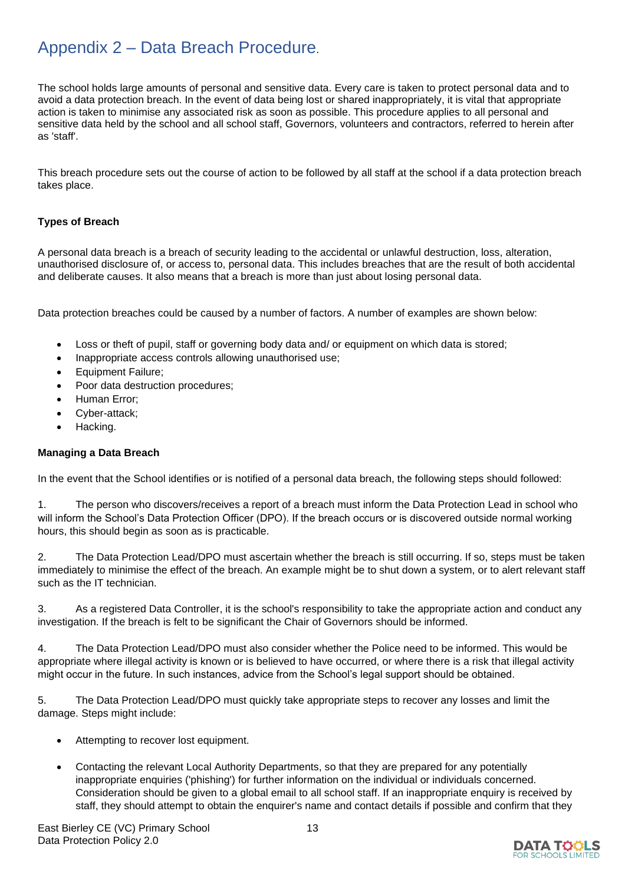# Appendix 2 – Data Breach Procedure.

The school holds large amounts of personal and sensitive data. Every care is taken to protect personal data and to avoid a data protection breach. In the event of data being lost or shared inappropriately, it is vital that appropriate action is taken to minimise any associated risk as soon as possible. This procedure applies to all personal and sensitive data held by the school and all school staff, Governors, volunteers and contractors, referred to herein after as 'staff'.

This breach procedure sets out the course of action to be followed by all staff at the school if a data protection breach takes place.

**Types of Breach**

A personal data breach is a breach of security leading to the accidental or unlawful destruction, loss, alteration, unauthorised disclosure of, or access to, personal data. This includes breaches that are the result of both accidental and deliberate causes. It also means that a breach is more than just about losing personal data.

Data protection breaches could be caused by a number of factors. A number of examples are shown below:

- Loss or theft of pupil, staff or governing body data and/ or equipment on which data is stored;
- Inappropriate access controls allowing unauthorised use;
- Equipment Failure;
- Poor data destruction procedures;
- Human Error;
- Cyber-attack;
- Hacking.

**Managing a Data Breach**

In the event that the School identifies or is notified of a personal data breach, the following steps should followed:

1. The person who discovers/receives a report of a breach must inform the Data Protection Lead in school who will inform the School's Data Protection Officer (DPO). If the breach occurs or is discovered outside normal working hours, this should begin as soon as is practicable.

2. The Data Protection Lead/DPO must ascertain whether the breach is still occurring. If so, steps must be taken immediately to minimise the effect of the breach. An example might be to shut down a system, or to alert relevant staff such as the IT technician.

3. As a registered Data Controller, it is the school's responsibility to take the appropriate action and conduct any investigation. If the breach is felt to be significant the Chair of Governors should be informed.

4. The Data Protection Lead/DPO must also consider whether the Police need to be informed. This would be appropriate where illegal activity is known or is believed to have occurred, or where there is a risk that illegal activity might occur in the future. In such instances, advice from the School's legal support should be obtained.

5. The Data Protection Lead/DPO must quickly take appropriate steps to recover any losses and limit the damage. Steps might include:

- Attempting to recover lost equipment.
- Contacting the relevant Local Authority Departments, so that they are prepared for any potentially inappropriate enquiries ('phishing') for further information on the individual or individuals concerned. Consideration should be given to a global email to all school staff. If an inappropriate enquiry is received by staff, they should attempt to obtain the enquirer's name and contact details if possible and confirm that they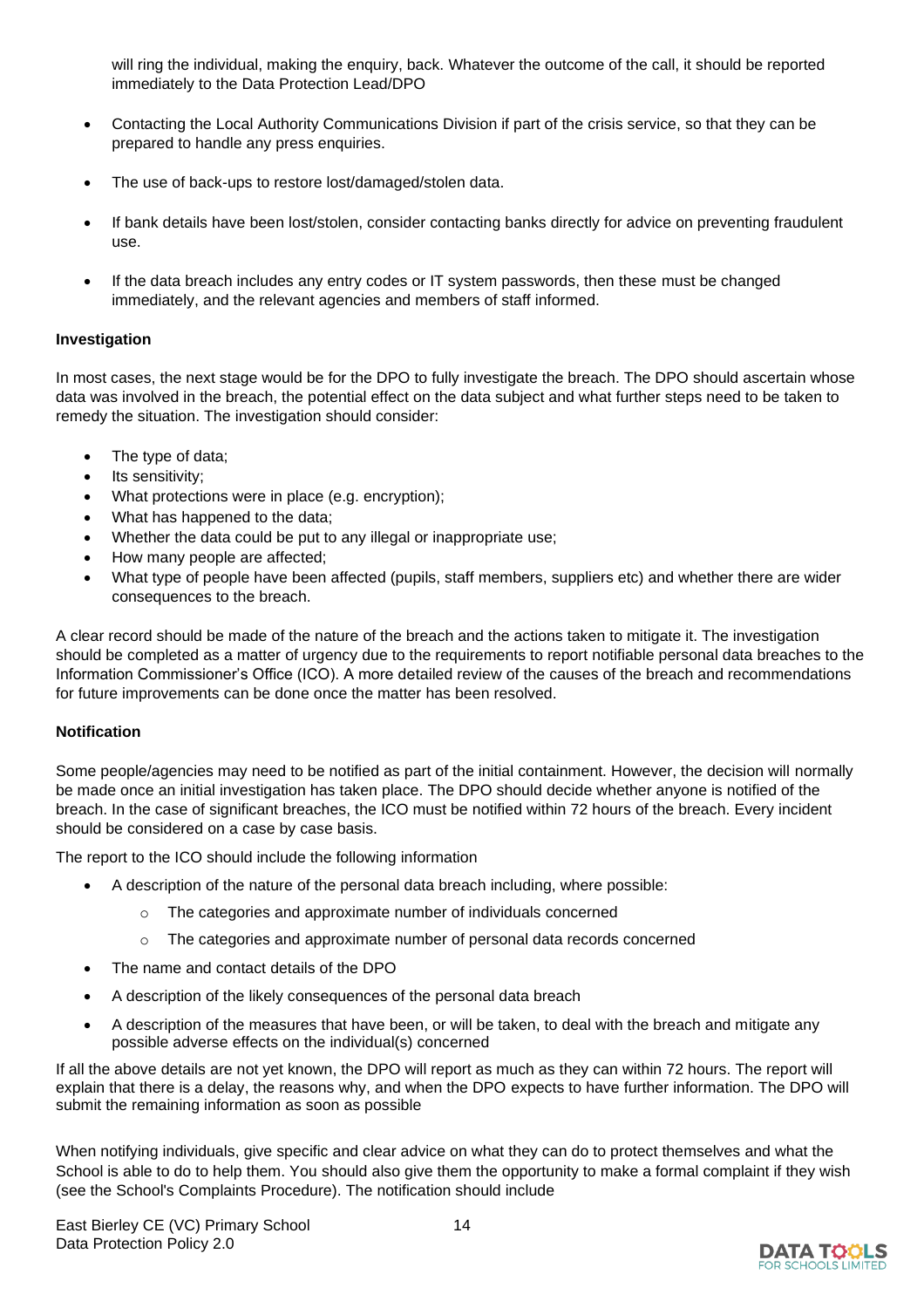will ring the individual, making the enquiry, back. Whatever the outcome of the call, it should be reported immediately to the Data Protection Lead/DPO

- Contacting the Local Authority Communications Division if part of the crisis service, so that they can be prepared to handle any press enquiries.
- The use of back-ups to restore lost/damaged/stolen data.
- If bank details have been lost/stolen, consider contacting banks directly for advice on preventing fraudulent use.
- If the data breach includes any entry codes or IT system passwords, then these must be changed immediately, and the relevant agencies and members of staff informed.

**Investigation**

In most cases, the next stage would be for the DPO to fully investigate the breach. The DPO should ascertain whose data was involved in the breach, the potential effect on the data subject and what further steps need to be taken to remedy the situation. The investigation should consider:

- The type of data;
- Its sensitivity;
- What protections were in place (e.g. encryption);
- What has happened to the data;
- Whether the data could be put to any illegal or inappropriate use;
- How many people are affected;
- What type of people have been affected (pupils, staff members, suppliers etc) and whether there are wider consequences to the breach.

A clear record should be made of the nature of the breach and the actions taken to mitigate it. The investigation should be completed as a matter of urgency due to the requirements to report notifiable personal data breaches to the Information Commissioner's Office (ICO). A more detailed review of the causes of the breach and recommendations for future improvements can be done once the matter has been resolved.

**Notification**

Some people/agencies may need to be notified as part of the initial containment. However, the decision will normally be made once an initial investigation has taken place. The DPO should decide whether anyone is notified of the breach. In the case of significant breaches, the ICO must be notified within 72 hours of the breach. Every incident should be considered on a case by case basis.

The report to the ICO should include the following information

- A description of the nature of the personal data breach including, where possible:
  - The categories and approximate number of individuals concerned
  - The categories and approximate number of personal data records concerned
- The name and contact details of the DPO
- A description of the likely consequences of the personal data breach
- A description of the measures that have been, or will be taken, to deal with the breach and mitigate any possible adverse effects on the individual(s) concerned

If all the above details are not yet known, the DPO will report as much as they can within 72 hours. The report will explain that there is a delay, the reasons why, and when the DPO expects to have further information. The DPO will submit the remaining information as soon as possible

When notifying individuals, give specific and clear advice on what they can do to protect themselves and what the School is able to do to help them. You should also give them the opportunity to make a formal complaint if they wish (see the School's Complaints Procedure). The notification should include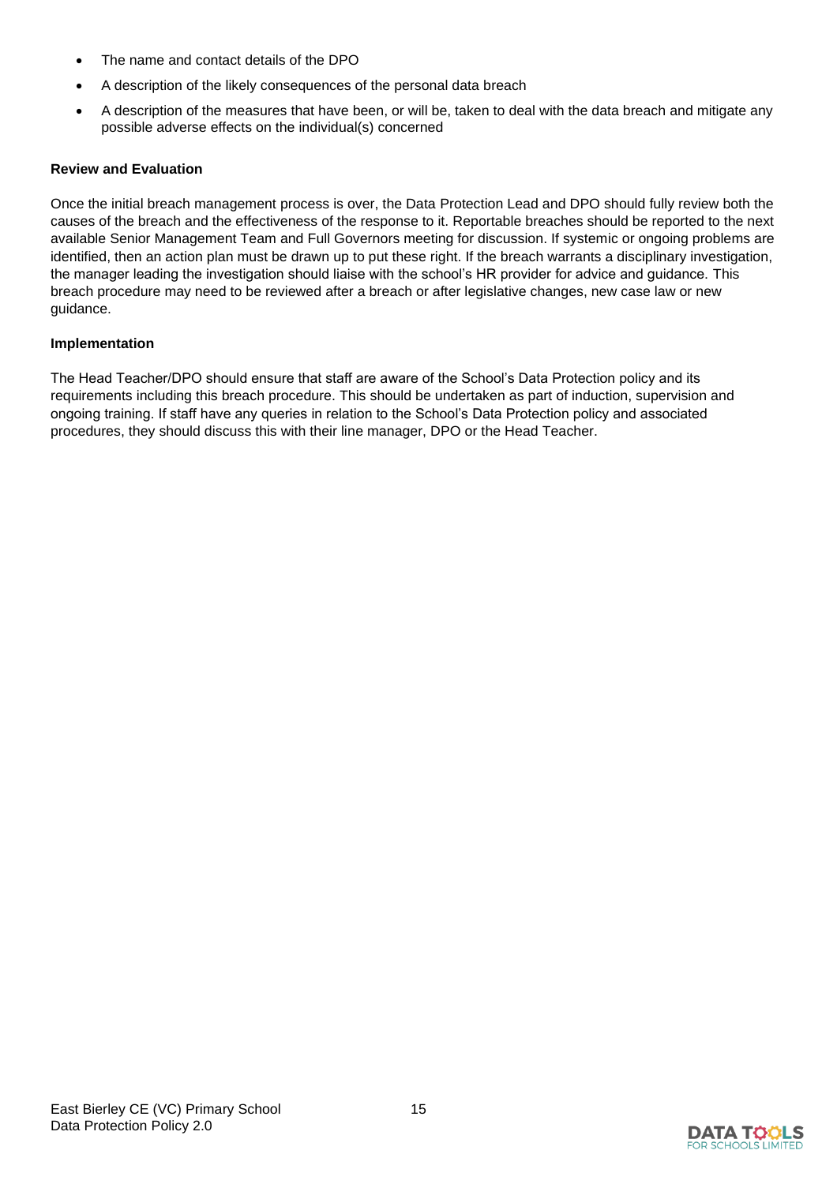- The name and contact details of the DPO
- A description of the likely consequences of the personal data breach
- A description of the measures that have been, or will be, taken to deal with the data breach and mitigate any possible adverse effects on the individual(s) concerned

**Review and Evaluation**

Once the initial breach management process is over, the Data Protection Lead and DPO should fully review both the causes of the breach and the effectiveness of the response to it. Reportable breaches should be reported to the next available Senior Management Team and Full Governors meeting for discussion. If systemic or ongoing problems are identified, then an action plan must be drawn up to put these right. If the breach warrants a disciplinary investigation, the manager leading the investigation should liaise with the school's HR provider for advice and guidance. This breach procedure may need to be reviewed after a breach or after legislative changes, new case law or new guidance.

**Implementation**

The Head Teacher/DPO should ensure that staff are aware of the School's Data Protection policy and its requirements including this breach procedure. This should be undertaken as part of induction, supervision and ongoing training. If staff have any queries in relation to the School's Data Protection policy and associated procedures, they should discuss this with their line manager, DPO or the Head Teacher.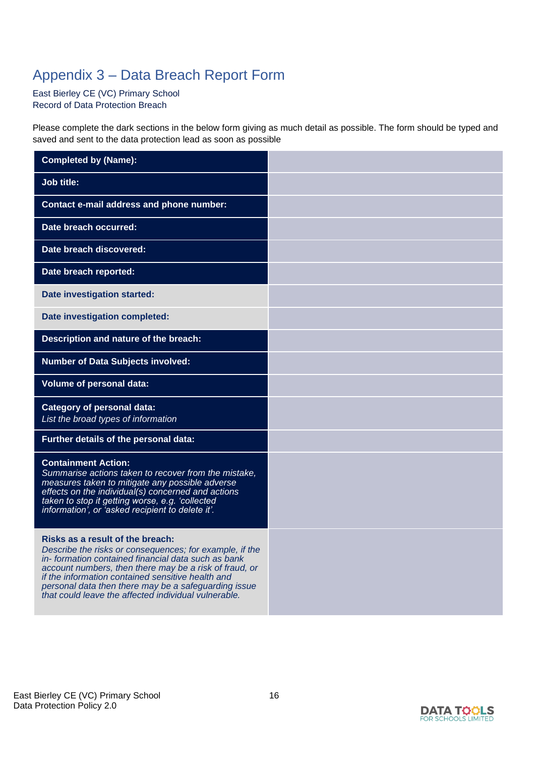## Appendix 3 – Data Breach Report Form

East Bierley CE (VC) Primary School
Record of Data Protection Breach

Please complete the dark sections in the below form giving as much detail as possible. The form should be typed and saved and sent to the data protection lead as soon as possible

| | |
|---|---|
| **Completed by (Name):** | |
| **Job title:** | |
| **Contact e-mail address and phone number:** | |
| **Date breach occurred:** | |
| **Date breach discovered:** | |
| **Date breach reported:** | |
| **Date investigation started:** | |
| **Date investigation completed:** | |
| **Description and nature of the breach:** | |
| **Number of Data Subjects involved:** | |
| **Volume of personal data:** | |
| **Category of personal data:** *List the broad types of information* | |
| **Further details of the personal data:** | |
| **Containment Action:** *Summarise actions taken to recover from the mistake, measures taken to mitigate any possible adverse effects on the individual(s) concerned and actions taken to stop it getting worse, e.g. 'collected information', or 'asked recipient to delete it'.* | |
| **Risks as a result of the breach:** *Describe the risks or consequences; for example, if the in- formation contained financial data such as bank account numbers, then there may be a risk of fraud, or if the information contained sensitive health and personal data then there may be a safeguarding issue that could leave the affected individual vulnerable.* | |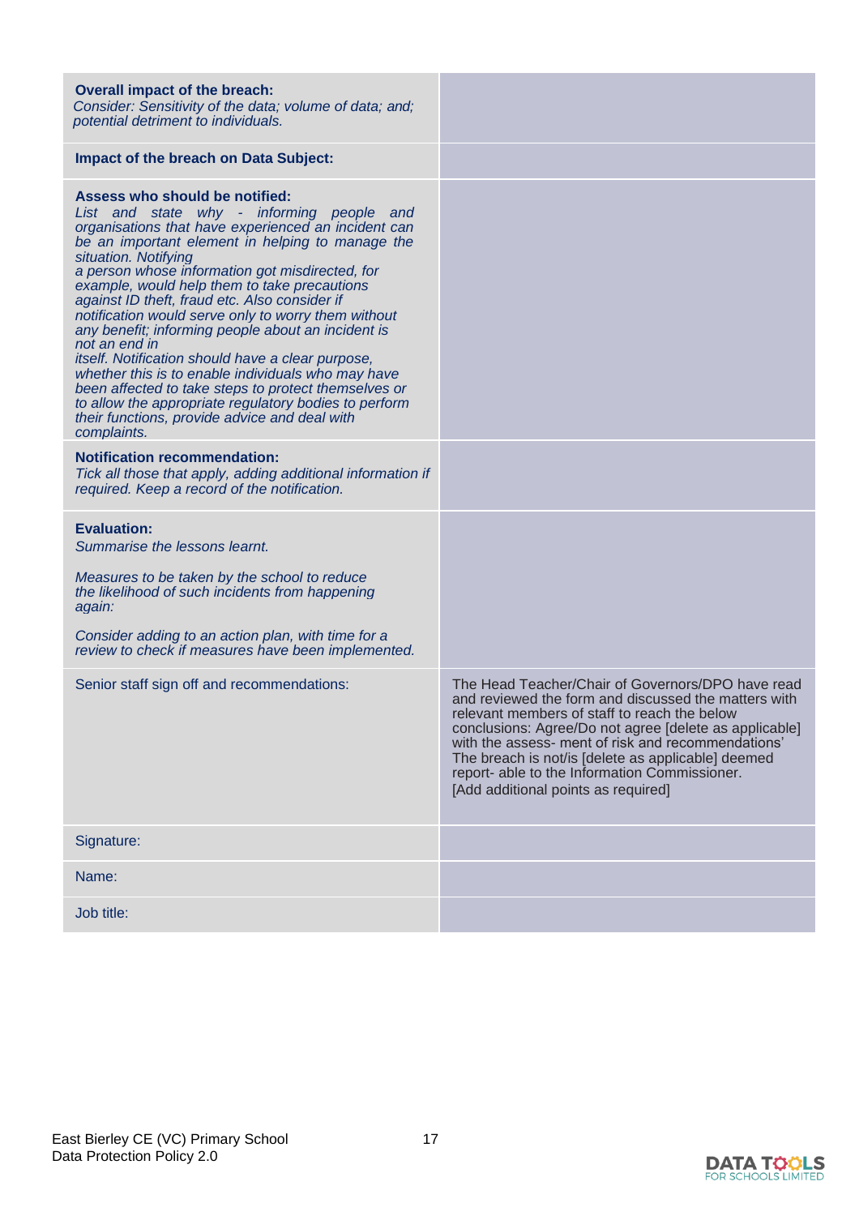| | |
|---|---|
| **Overall impact of the breach:**<br>*Consider: Sensitivity of the data; volume of data; and; potential detriment to individuals.* | |
| **Impact of the breach on Data Subject:** | |
| **Assess who should be notified:**<br>*List and state why - informing people and organisations that have experienced an incident can be an important element in helping to manage the situation. Notifying a person whose information got misdirected, for example, would help them to take precautions against ID theft, fraud etc. Also consider if notification would serve only to worry them without any benefit; informing people about an incident is not an end in itself. Notification should have a clear purpose, whether this is to enable individuals who may have been affected to take steps to protect themselves or to allow the appropriate regulatory bodies to perform their functions, provide advice and deal with complaints.* | |
| **Notification recommendation:**<br>*Tick all those that apply, adding additional information if required. Keep a record of the notification.* | |
| **Evaluation:**<br>*Summarise the lessons learnt.*<br><br>*Measures to be taken by the school to reduce the likelihood of such incidents from happening again:*<br><br>*Consider adding to an action plan, with time for a review to check if measures have been implemented.* | |
| Senior staff sign off and recommendations: | The Head Teacher/Chair of Governors/DPO have read and reviewed the form and discussed the matters with relevant members of staff to reach the below conclusions: Agree/Do not agree [delete as applicable] with the assess- ment of risk and recommendations' The breach is not/is [delete as applicable] deemed report- able to the Information Commissioner.<br>[Add additional points as required] |
| Signature: | |
| Name: | |
| Job title: | |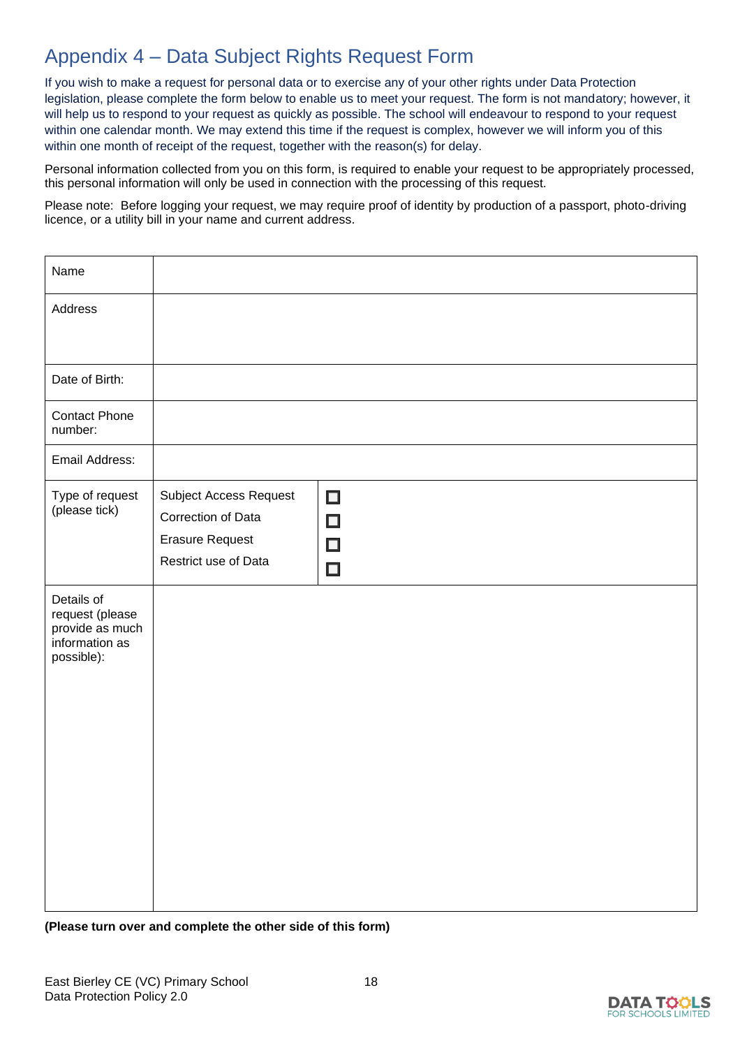## Appendix 4 – Data Subject Rights Request Form

If you wish to make a request for personal data or to exercise any of your other rights under Data Protection legislation, please complete the form below to enable us to meet your request. The form is not mandatory; however, it will help us to respond to your request as quickly as possible. The school will endeavour to respond to your request within one calendar month. We may extend this time if the request is complex, however we will inform you of this within one month of receipt of the request, together with the reason(s) for delay.

Personal information collected from you on this form, is required to enable your request to be appropriately processed, this personal information will only be used in connection with the processing of this request.

Please note: Before logging your request, we may require proof of identity by production of a passport, photo-driving licence, or a utility bill in your name and current address.

| Name | | |
|---|---|---|
| Address | | |
| Date of Birth: | | |
| Contact Phone number: | | |
| Email Address: | | |
| Type of request (please tick) | Subject Access Request<br>Correction of Data<br>Erasure Request<br>Restrict use of Data | ☐<br>☐<br>☐<br>☐ |
| Details of request (please provide as much information as possible): | | |

**(Please turn over and complete the other side of this form)**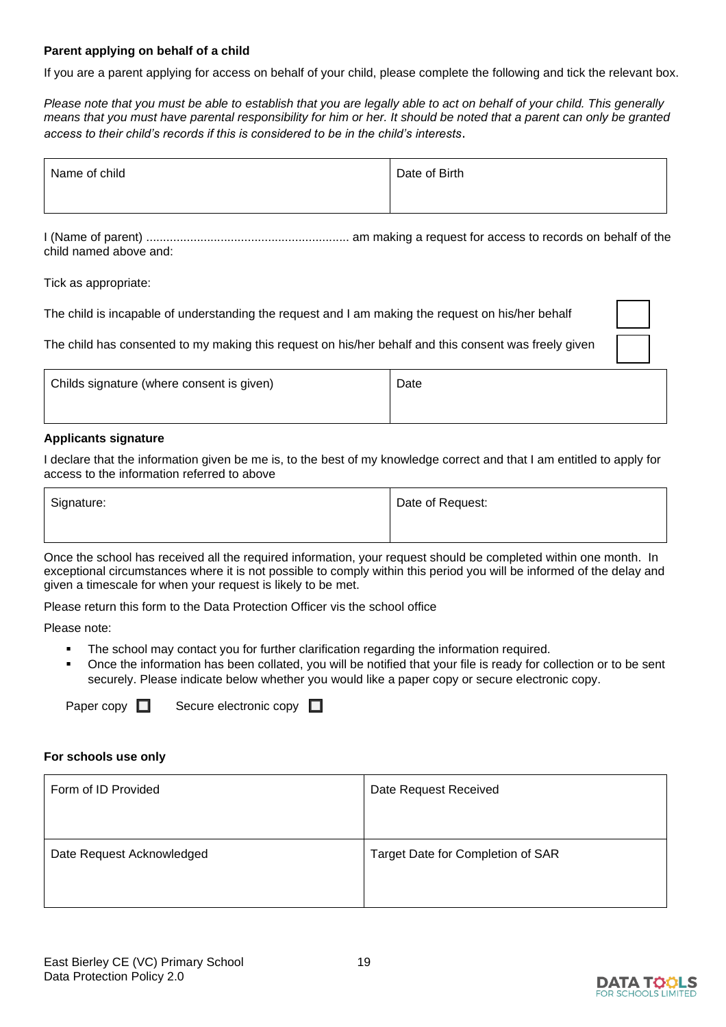**Parent applying on behalf of a child**

If you are a parent applying for access on behalf of your child, please complete the following and tick the relevant box.

*Please note that you must be able to establish that you are legally able to act on behalf of your child. This generally means that you must have parental responsibility for him or her. It should be noted that a parent can only be granted access to their child's records if this is considered to be in the child's interests*.

| | |
|---|---|
| Name of child | Date of Birth |

I (Name of parent) ............................................................ am making a request for access to records on behalf of the child named above and:

Tick as appropriate:

The child is incapable of understanding the request and I am making the request on his/her behalf ☐

The child has consented to my making this request on his/her behalf and this consent was freely given ☐

| | |
|---|---|
| Childs signature (where consent is given) | Date |

**Applicants signature**

I declare that the information given be me is, to the best of my knowledge correct and that I am entitled to apply for access to the information referred to above

| | |
|---|---|
| Signature: | Date of Request: |

Once the school has received all the required information, your request should be completed within one month. In exceptional circumstances where it is not possible to comply within this period you will be informed of the delay and given a timescale for when your request is likely to be met.

Please return this form to the Data Protection Officer vis the school office

Please note:

- The school may contact you for further clarification regarding the information required.
- Once the information has been collated, you will be notified that your file is ready for collection or to be sent securely. Please indicate below whether you would like a paper copy or secure electronic copy.

Paper copy ☐ Secure electronic copy ☐

**For schools use only**

| | |
|---|---|
| Form of ID Provided | Date Request Received |
| Date Request Acknowledged | Target Date for Completion of SAR |